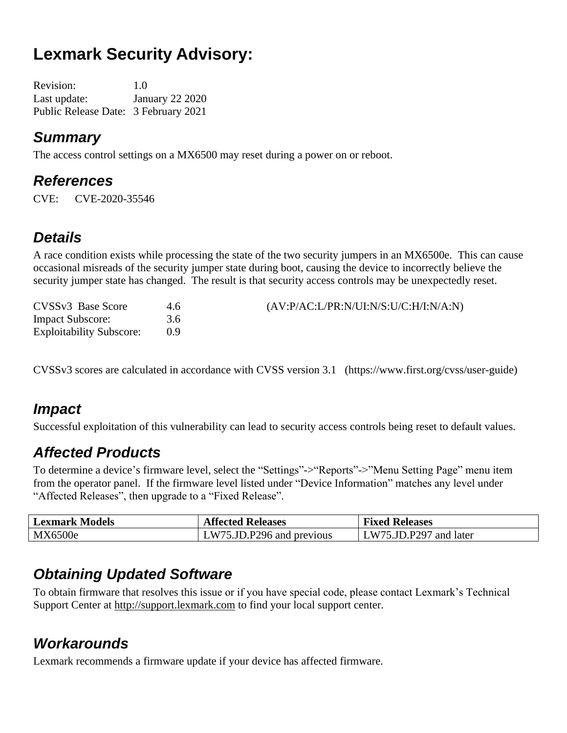# Lexmark Security Advisory:

Revision: 1.0
Last update: January 22 2020
Public Release Date: 3 February 2021

## *Summary*

The access control settings on a MX6500 may reset during a power on or reboot.

## *References*

CVE: CVE-2020-35546

## *Details*

A race condition exists while processing the state of the two security jumpers in an MX6500e. This can cause occasional misreads of the security jumper state during boot, causing the device to incorrectly believe the security jumper state has changed. The result is that security access controls may be unexpectedly reset.

CVSSv3 Base Score 4.6 (AV:P/AC:L/PR:N/UI:N/S:U/C:H/I:N/A:N)
Impact Subscore: 3.6
Exploitability Subscore: 0.9

CVSSv3 scores are calculated in accordance with CVSS version 3.1 (https://www.first.org/cvss/user-guide)

## *Impact*

Successful exploitation of this vulnerability can lead to security access controls being reset to default values.

## *Affected Products*

To determine a device's firmware level, select the "Settings"->"Reports"->"Menu Setting Page" menu item from the operator panel. If the firmware level listed under "Device Information" matches any level under "Affected Releases", then upgrade to a "Fixed Release".

| Lexmark Models | Affected Releases | Fixed Releases |
|---|---|---|
| MX6500e | LW75.JD.P296 and previous | LW75.JD.P297 and later |

## *Obtaining Updated Software*

To obtain firmware that resolves this issue or if you have special code, please contact Lexmark's Technical Support Center at http://support.lexmark.com to find your local support center.

## *Workarounds*

Lexmark recommends a firmware update if your device has affected firmware.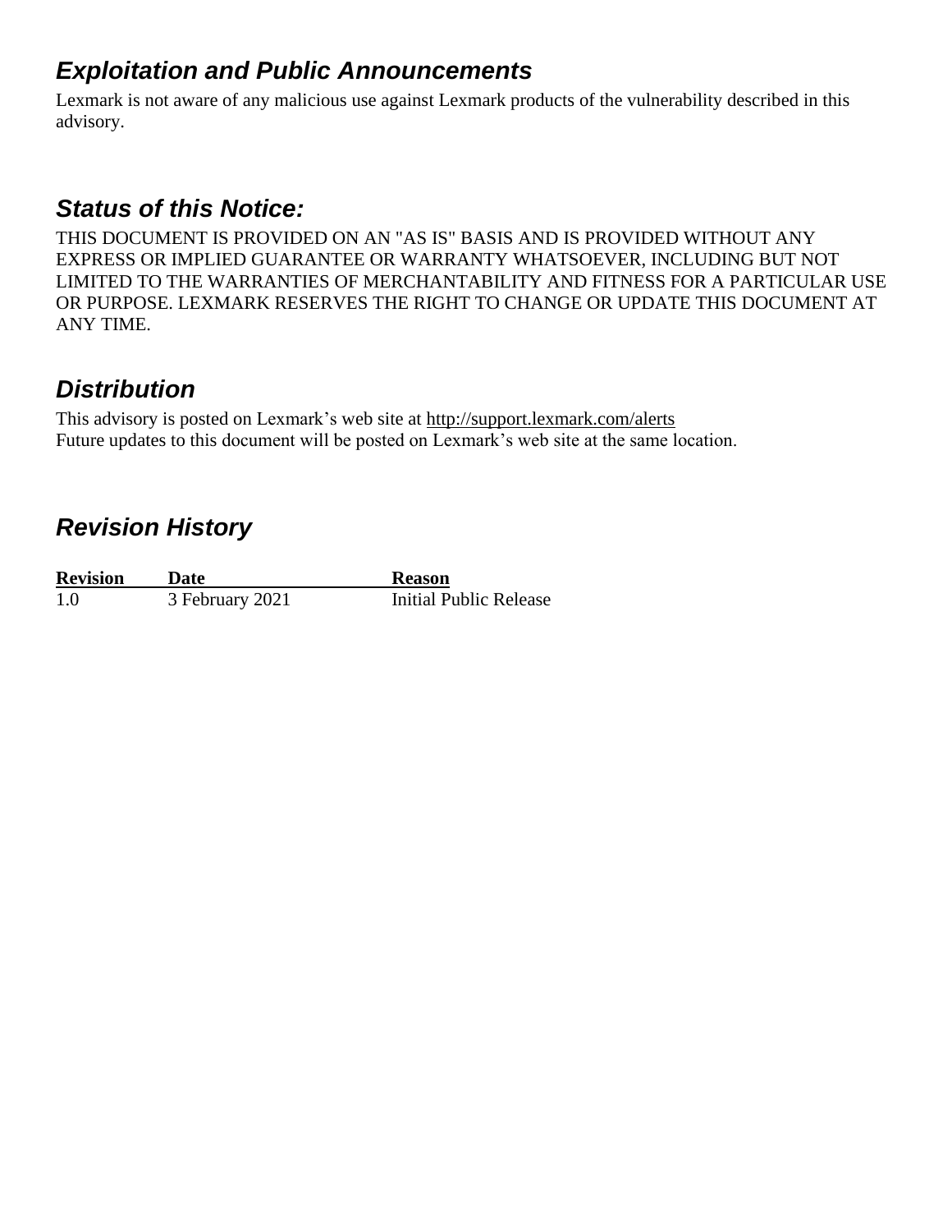## *Exploitation and Public Announcements*

Lexmark is not aware of any malicious use against Lexmark products of the vulnerability described in this advisory.

## *Status of this Notice:*

THIS DOCUMENT IS PROVIDED ON AN "AS IS" BASIS AND IS PROVIDED WITHOUT ANY EXPRESS OR IMPLIED GUARANTEE OR WARRANTY WHATSOEVER, INCLUDING BUT NOT LIMITED TO THE WARRANTIES OF MERCHANTABILITY AND FITNESS FOR A PARTICULAR USE OR PURPOSE. LEXMARK RESERVES THE RIGHT TO CHANGE OR UPDATE THIS DOCUMENT AT ANY TIME.

## *Distribution*

This advisory is posted on Lexmark's web site at http://support.lexmark.com/alerts
Future updates to this document will be posted on Lexmark's web site at the same location.

## *Revision History*

| Revision | Date | Reason |
|---|---|---|
| 1.0 | 3 February 2021 | Initial Public Release |